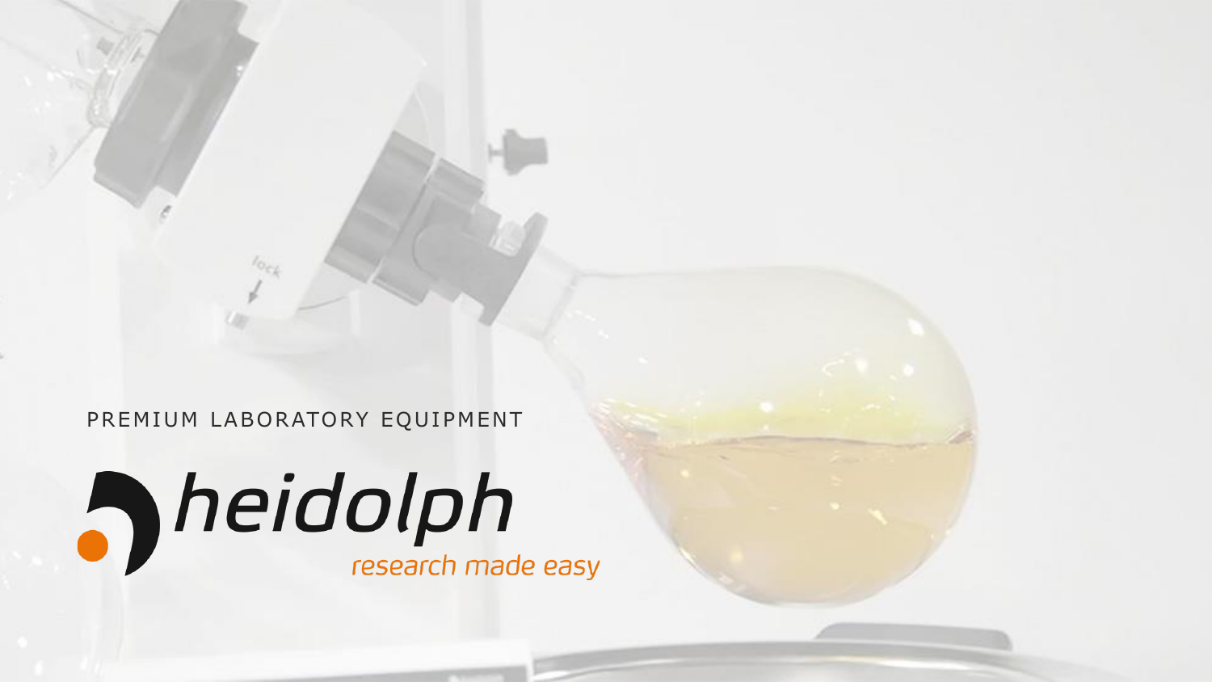PREMIUM LABORATORY EQUIPMENT

# heidolph

research made easy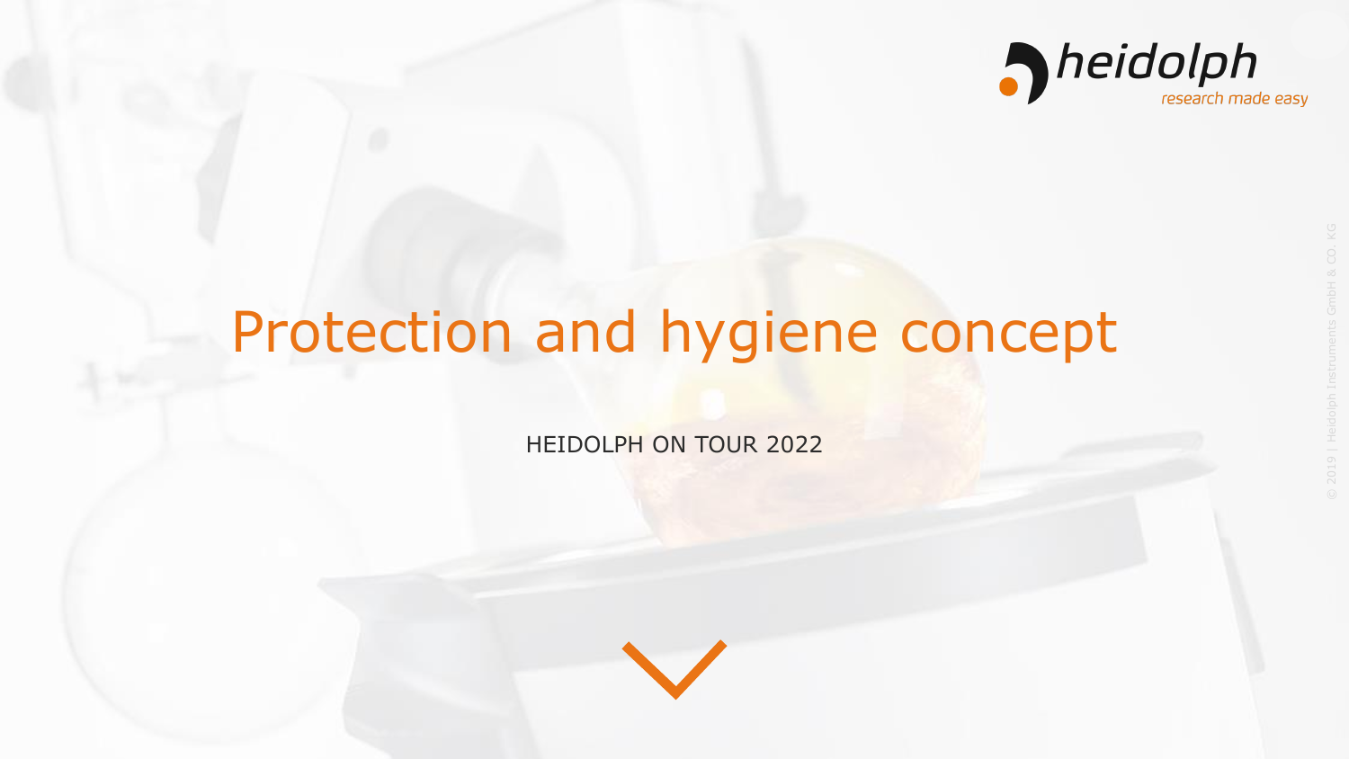# Protection and hygiene concept

HEIDOLPH ON TOUR 2022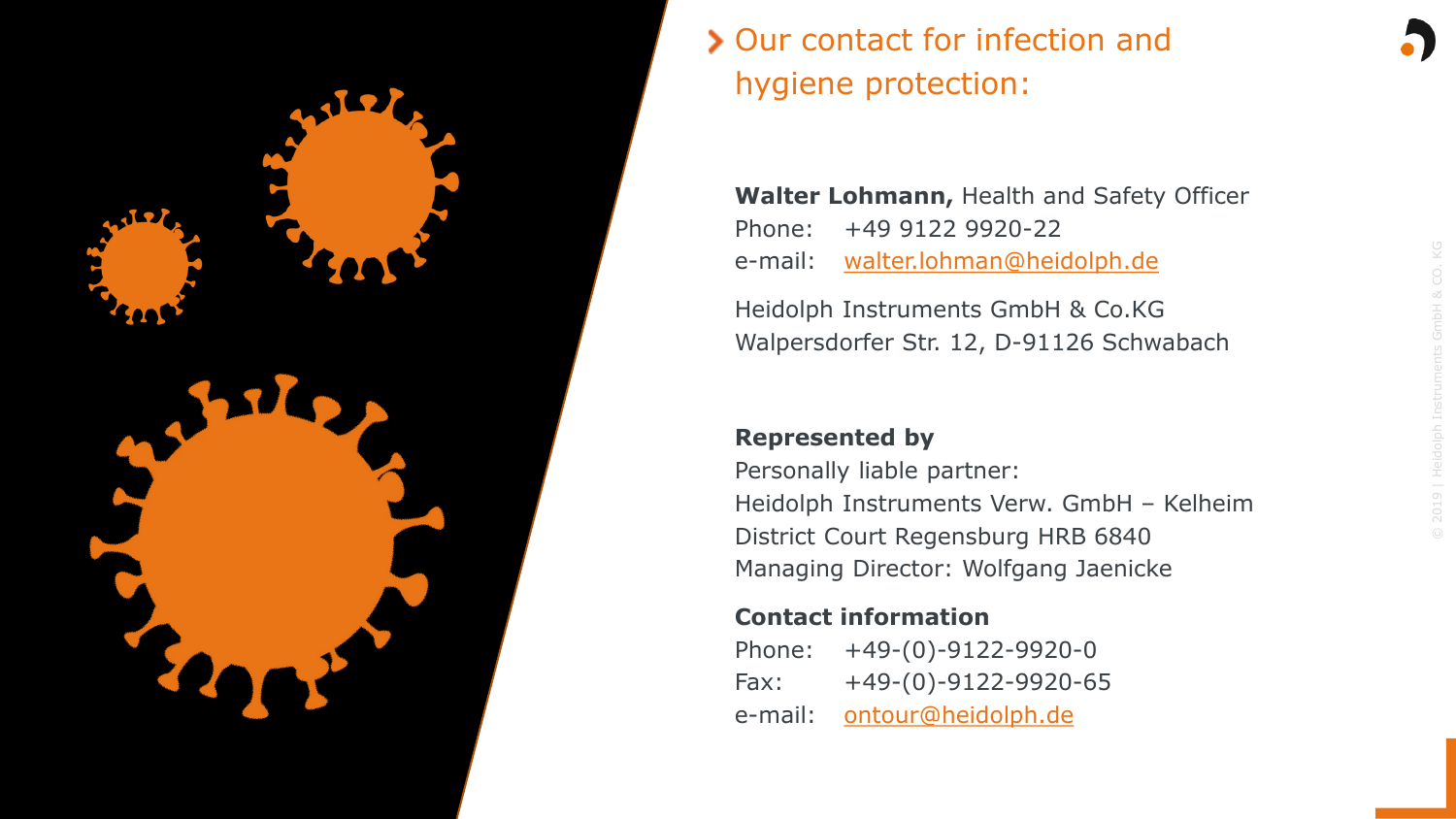## Our contact for infection and hygiene protection:

**Walter Lohmann,** Health and Safety Officer
Phone: +49 9122 9920-22
e-mail: walter.lohman@heidolph.de

Heidolph Instruments GmbH & Co.KG
Walpersdorfer Str. 12, D-91126 Schwabach

**Represented by**
Personally liable partner:
Heidolph Instruments Verw. GmbH – Kelheim
District Court Regensburg HRB 6840
Managing Director: Wolfgang Jaenicke

**Contact information**
Phone: +49-(0)-9122-9920-0
Fax: +49-(0)-9122-9920-65
e-mail: ontour@heidolph.de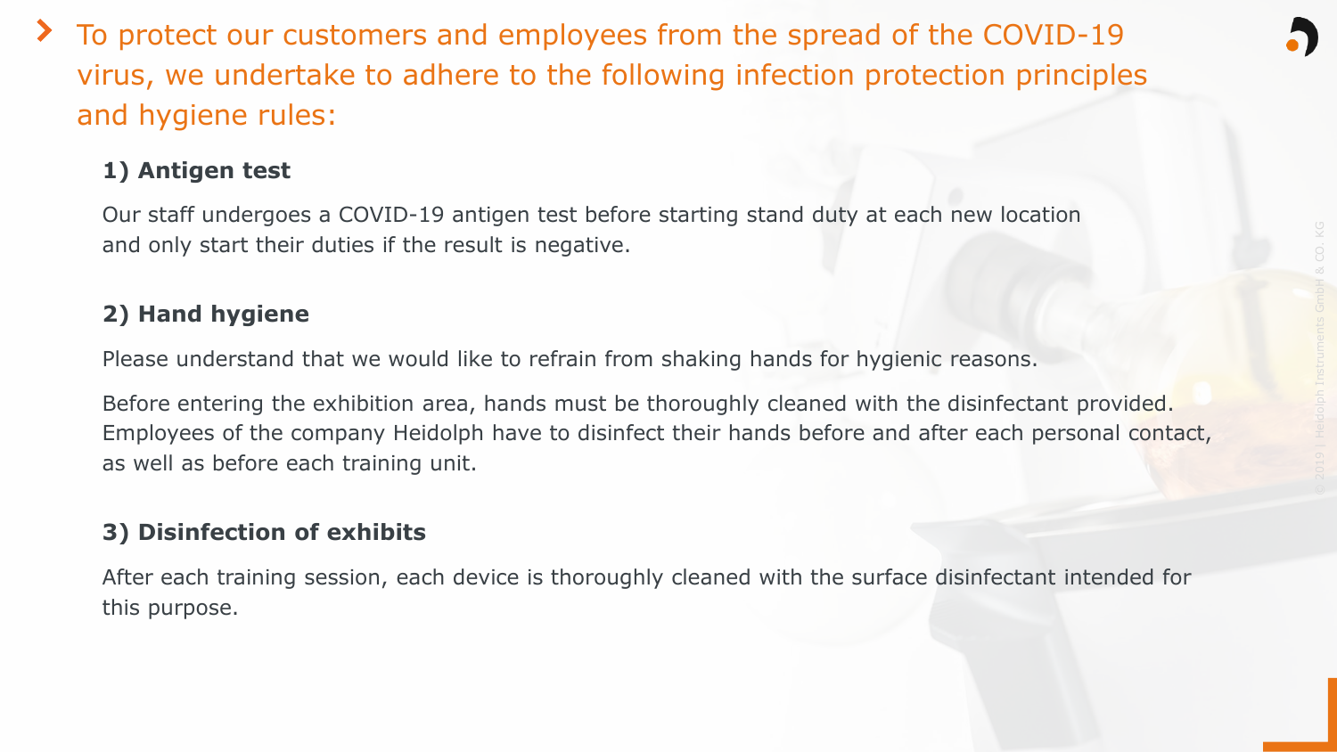## To protect our customers and employees from the spread of the COVID-19 virus, we undertake to adhere to the following infection protection principles and hygiene rules:

### 1) Antigen test

Our staff undergoes a COVID-19 antigen test before starting stand duty at each new location and only start their duties if the result is negative.

### 2) Hand hygiene

Please understand that we would like to refrain from shaking hands for hygienic reasons.

Before entering the exhibition area, hands must be thoroughly cleaned with the disinfectant provided. Employees of the company Heidolph have to disinfect their hands before and after each personal contact, as well as before each training unit.

### 3) Disinfection of exhibits

After each training session, each device is thoroughly cleaned with the surface disinfectant intended for this purpose.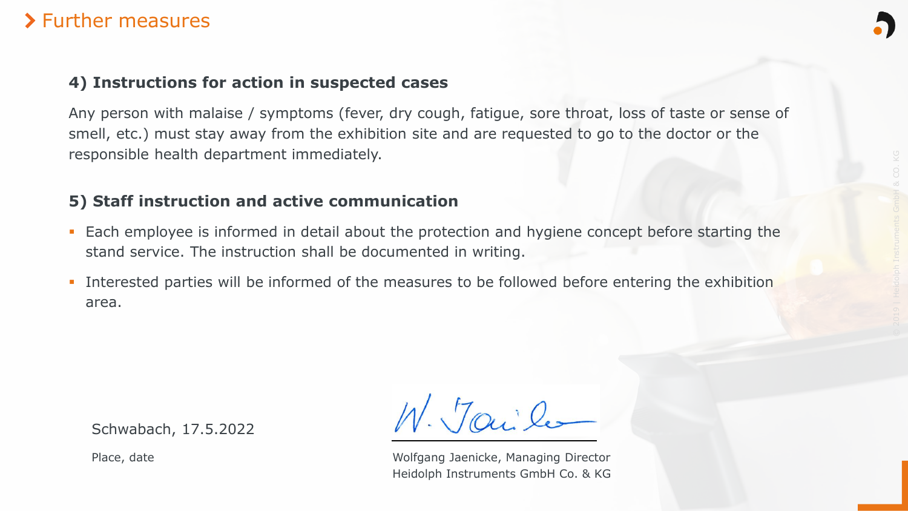# Further measures

### 4) Instructions for action in suspected cases

Any person with malaise / symptoms (fever, dry cough, fatigue, sore throat, loss of taste or sense of smell, etc.) must stay away from the exhibition site and are requested to go to the doctor or the responsible health department immediately.

### 5) Staff instruction and active communication

- Each employee is informed in detail about the protection and hygiene concept before starting the stand service. The instruction shall be documented in writing.
- Interested parties will be informed of the measures to be followed before entering the exhibition area.

Schwabach, 17.5.2022

Place, date

Wolfgang Jaenicke, Managing Director
Heidolph Instruments GmbH Co. & KG